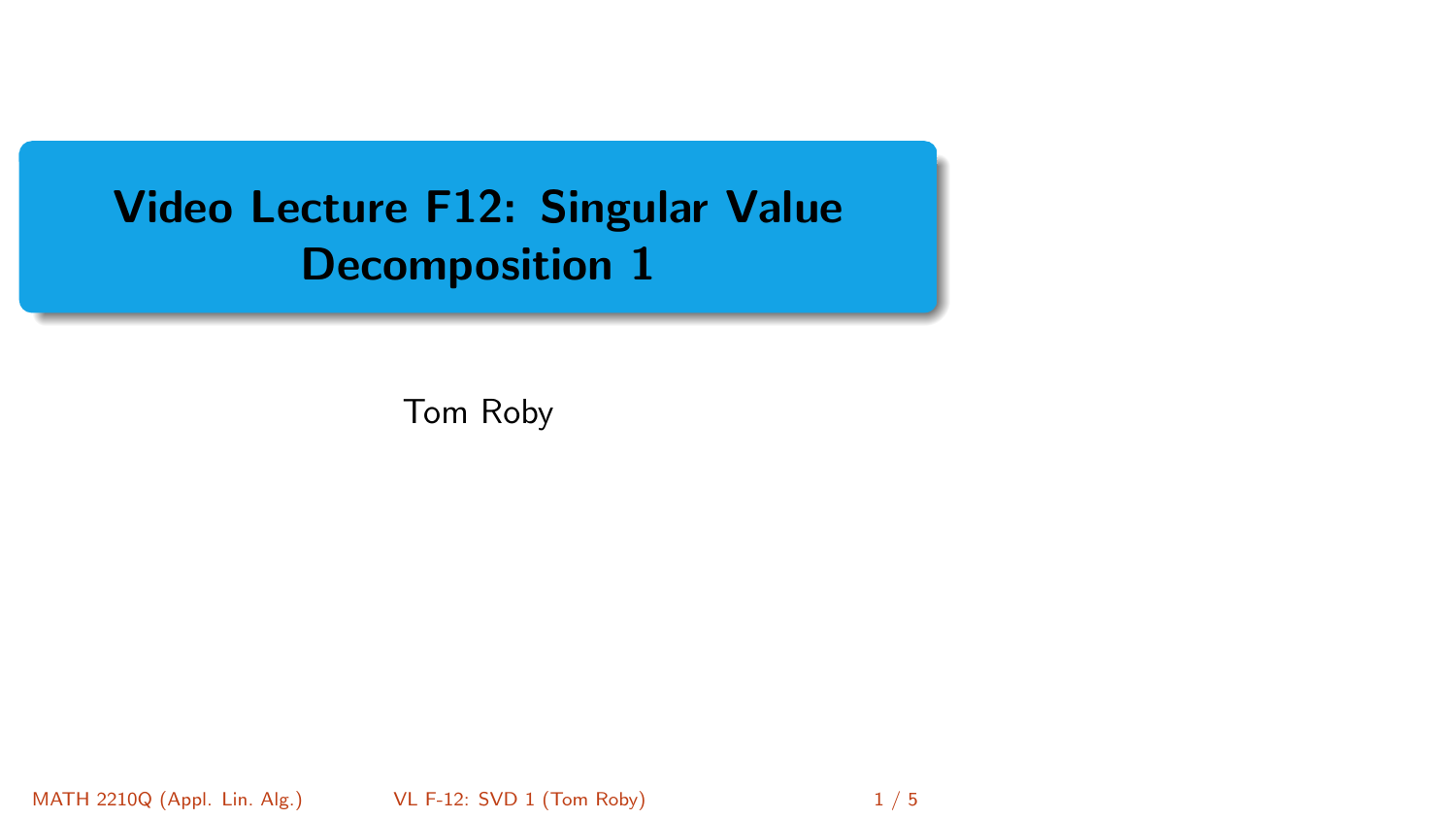# Video Lecture F12: Singular Value Decomposition 1

Tom Roby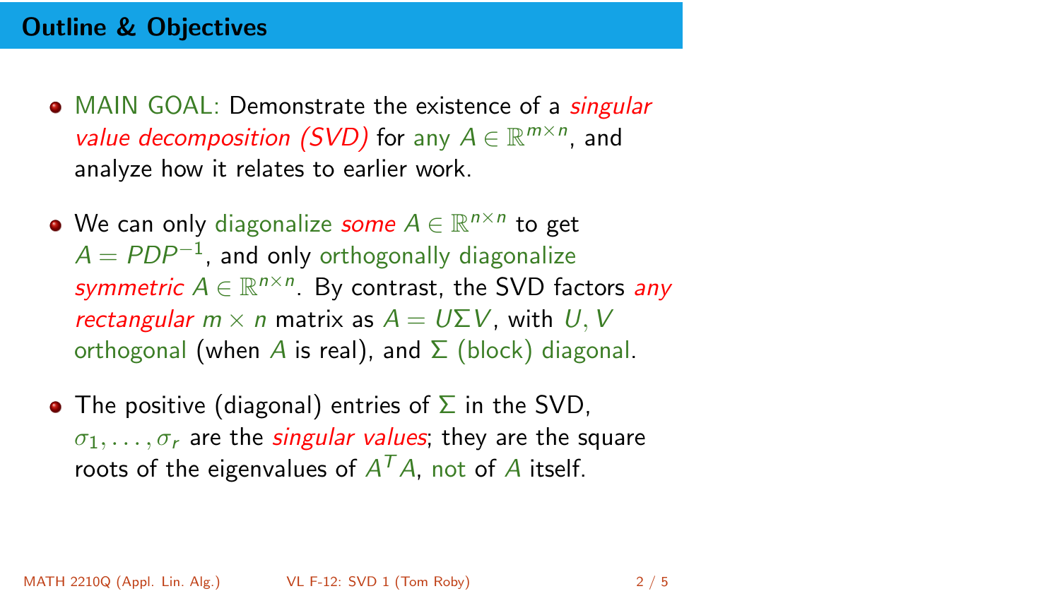## Outline & Objectives

- MAIN GOAL: Demonstrate the existence of a *singular value decomposition (SVD)* for any $A \in \mathbb{R}^{m \times n}$, and analyze how it relates to earlier work.

- We can only diagonalize *some* $A \in \mathbb{R}^{n \times n}$ to get $A = PDP^{-1}$, and only orthogonally diagonalize *symmetric* $A \in \mathbb{R}^{n \times n}$. By contrast, the SVD factors *any rectangular* $m \times n$ matrix as $A = U\Sigma V$, with $U, V$ orthogonal (when $A$ is real), and $\Sigma$ (block) diagonal.

- The positive (diagonal) entries of $\Sigma$ in the SVD, $\sigma_1, \ldots, \sigma_r$ are the *singular values*; they are the square roots of the eigenvalues of $A^T A$, not of $A$ itself.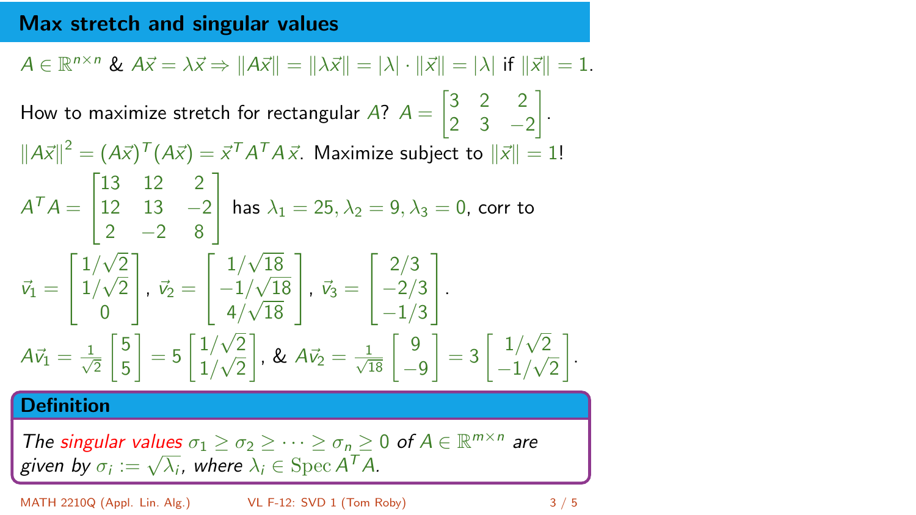## Max stretch and singular values

$A \in \mathbb{R}^{n\times n}$ & $A\vec{x} = \lambda\vec{x} \Rightarrow \|A\vec{x}\| = \|\lambda\vec{x}\| = |\lambda| \cdot \|\vec{x}\| = |\lambda|$ if $\|\vec{x}\| = 1$.

How to maximize stretch for rectangular $A$? $A = \begin{bmatrix} 3 & 2 & 2 \\ 2 & 3 & -2 \end{bmatrix}$.

$\|A\vec{x}\|^2 = (A\vec{x})^T(A\vec{x}) = \vec{x}^T A^T A\,\vec{x}$. Maximize subject to $\|\vec{x}\| = 1$!

$A^TA = \begin{bmatrix} 13 & 12 & 2 \\ 12 & 13 & -2 \\ 2 & -2 & 8 \end{bmatrix}$ has $\lambda_1 = 25, \lambda_2 = 9, \lambda_3 = 0$, corr to

$$\vec{v}_1 = \begin{bmatrix} 1/\sqrt{2} \\ 1/\sqrt{2} \\ 0 \end{bmatrix}, \ \vec{v}_2 = \begin{bmatrix} 1/\sqrt{18} \\ -1/\sqrt{18} \\ 4/\sqrt{18} \end{bmatrix}, \ \vec{v}_3 = \begin{bmatrix} 2/3 \\ -2/3 \\ -1/3 \end{bmatrix}.$$

$$A\vec{v}_1 = \tfrac{1}{\sqrt{2}} \begin{bmatrix} 5 \\ 5 \end{bmatrix} = 5 \begin{bmatrix} 1/\sqrt{2} \\ 1/\sqrt{2} \end{bmatrix}, \ \& \ A\vec{v}_2 = \tfrac{1}{\sqrt{18}} \begin{bmatrix} 9 \\ -9 \end{bmatrix} = 3 \begin{bmatrix} 1/\sqrt{2} \\ -1/\sqrt{2} \end{bmatrix}.$$

**Definition**

*The singular values $\sigma_1 \geq \sigma_2 \geq \cdots \geq \sigma_n \geq 0$ of $A \in \mathbb{R}^{m\times n}$ are given by $\sigma_i := \sqrt{\lambda_i}$, where $\lambda_i \in \operatorname{Spec} A^TA$.*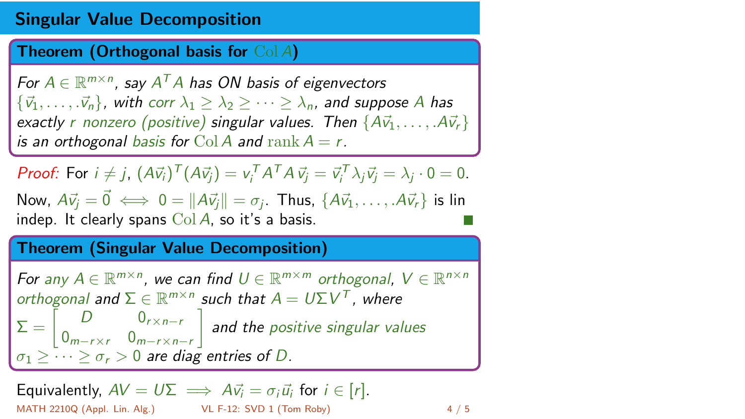# Singular Value Decomposition

**Theorem (Orthogonal basis for $\operatorname{Col} A$)**

*For $A \in \mathbb{R}^{m\times n}$, say $A^T A$ has ON basis of eigenvectors $\{\vec{v}_1, \ldots, .\vec{v}_n\}$, with corr $\lambda_1 \geq \lambda_2 \geq \cdots \geq \lambda_n$, and suppose $A$ has exactly $r$ nonzero (positive) singular values. Then $\{A\vec{v}_1, \ldots, .A\vec{v}_r\}$ is an orthogonal basis for $\operatorname{Col} A$ and $\operatorname{rank} A = r$.*

*Proof:* For $i \neq j$, $(A\vec{v}_i)^T(A\vec{v}_j) = v_i^T A^T A\, \vec{v}_j = \vec{v}_i^T \lambda_j \vec{v}_j = \lambda_j \cdot 0 = 0$.
Now, $A\vec{v}_j = \vec{0} \iff 0 = \|A\vec{v}_j\| = \sigma_j$. Thus, $\{A\vec{v}_1, \ldots, .A\vec{v}_r\}$ is lin indep. It clearly spans $\operatorname{Col} A$, so it's a basis. ∎

**Theorem (Singular Value Decomposition)**

*For any $A \in \mathbb{R}^{m\times n}$, we can find $U \in \mathbb{R}^{m\times m}$ orthogonal, $V \in \mathbb{R}^{n\times n}$ orthogonal and $\Sigma \in \mathbb{R}^{m\times n}$ such that $A = U\Sigma V^T$, where $\Sigma = \begin{bmatrix} D & 0_{r\times n-r} \\ 0_{m-r\times r} & 0_{m-r\times n-r} \end{bmatrix}$ and the positive singular values $\sigma_1 \geq \cdots \geq \sigma_r > 0$ are diag entries of $D$.*

Equivalently, $AV = U\Sigma \implies A\vec{v}_i = \sigma_i \vec{u}_i$ for $i \in [r]$.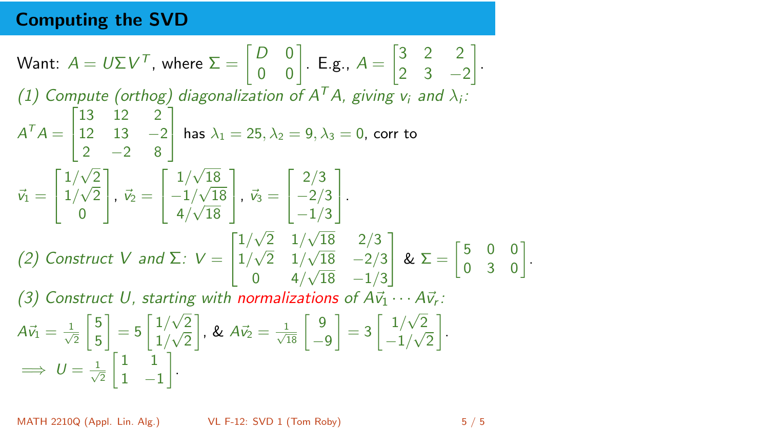# Computing the SVD

Want: $A = U\Sigma V^T$, where $\Sigma = \begin{bmatrix} D & 0 \\ 0 & 0 \end{bmatrix}$. E.g., $A = \begin{bmatrix} 3 & 2 & 2 \\ 2 & 3 & -2 \end{bmatrix}$.

*(1) Compute (orthog) diagonalization of $A^TA$, giving $v_i$ and $\lambda_i$:*

$A^TA = \begin{bmatrix} 13 & 12 & 2 \\ 12 & 13 & -2 \\ 2 & -2 & 8 \end{bmatrix}$ has $\lambda_1 = 25, \lambda_2 = 9, \lambda_3 = 0$, corr to

$$\vec{v}_1 = \begin{bmatrix} 1/\sqrt{2} \\ 1/\sqrt{2} \\ 0 \end{bmatrix}, \ \vec{v}_2 = \begin{bmatrix} 1/\sqrt{18} \\ -1/\sqrt{18} \\ 4/\sqrt{18} \end{bmatrix}, \ \vec{v}_3 = \begin{bmatrix} 2/3 \\ -2/3 \\ -1/3 \end{bmatrix}.$$

*(2) Construct $V$ and $\Sigma$:* $V = \begin{bmatrix} 1/\sqrt{2} & 1/\sqrt{18} & 2/3 \\ 1/\sqrt{2} & 1/\sqrt{18} & -2/3 \\ 0 & 4/\sqrt{18} & -1/3 \end{bmatrix}$ & $\Sigma = \begin{bmatrix} 5 & 0 & 0 \\ 0 & 3 & 0 \end{bmatrix}$.

*(3) Construct $U$, starting with normalizations of $A\vec{v}_1 \cdots A\vec{v}_r$:*

$$A\vec{v}_1 = \frac{1}{\sqrt{2}}\begin{bmatrix} 5 \\ 5 \end{bmatrix} = 5\begin{bmatrix} 1/\sqrt{2} \\ 1/\sqrt{2} \end{bmatrix}, \ \& \ A\vec{v}_2 = \frac{1}{\sqrt{18}}\begin{bmatrix} 9 \\ -9 \end{bmatrix} = 3\begin{bmatrix} 1/\sqrt{2} \\ -1/\sqrt{2} \end{bmatrix}.$$

$$\implies U = \frac{1}{\sqrt{2}}\begin{bmatrix} 1 & 1 \\ 1 & -1 \end{bmatrix}.$$